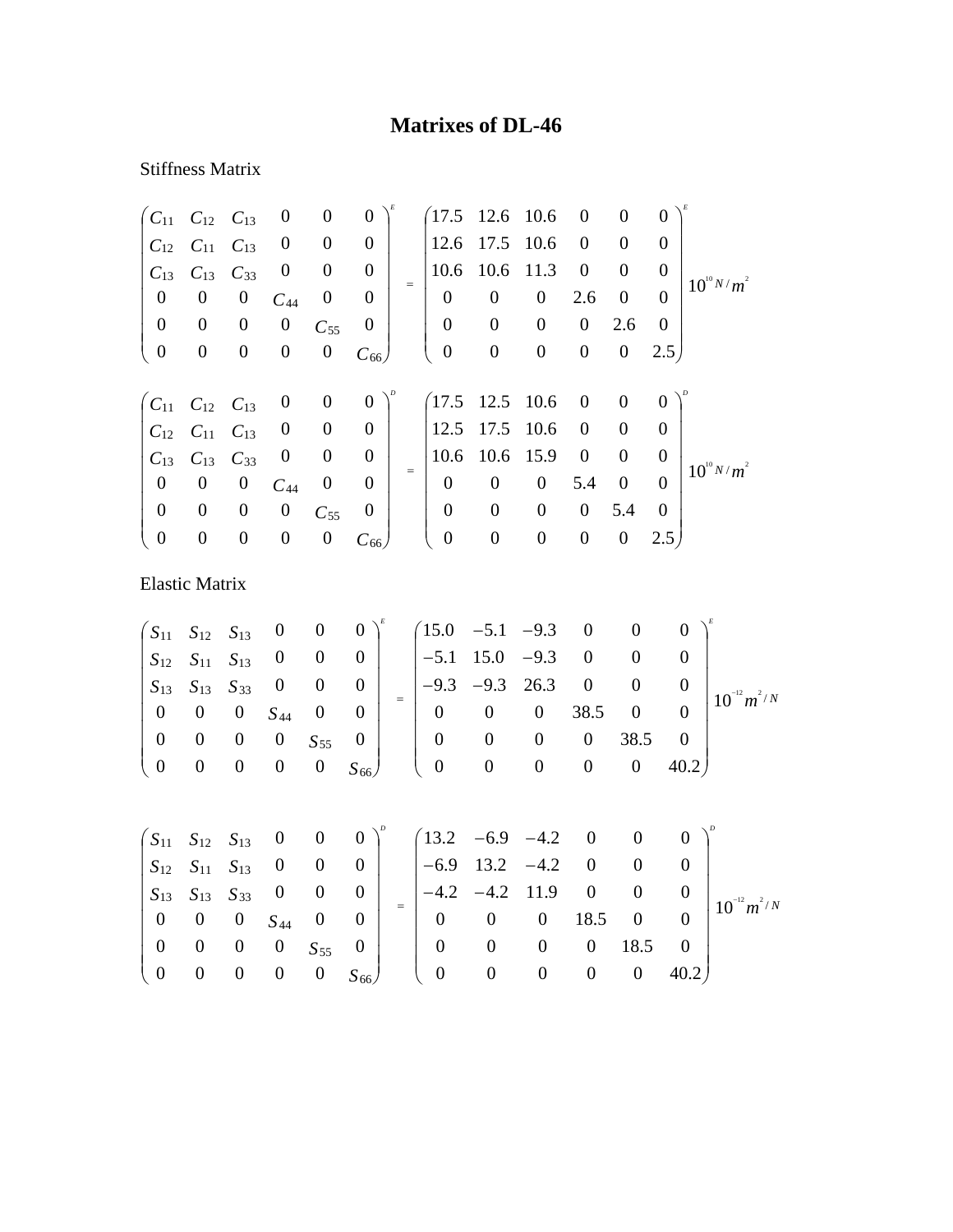# Matrixes of DL-46

Stiffness Matrix

$$\begin{pmatrix} C_{11} & C_{12} & C_{13} & 0 & 0 & 0 \\ C_{12} & C_{11} & C_{13} & 0 & 0 & 0 \\ C_{13} & C_{13} & C_{33} & 0 & 0 & 0 \\ 0 & 0 & 0 & C_{44} & 0 & 0 \\ 0 & 0 & 0 & 0 & C_{55} & 0 \\ 0 & 0 & 0 & 0 & 0 & C_{66} \end{pmatrix}^{E} = \begin{pmatrix} 17.5 & 12.6 & 10.6 & 0 & 0 & 0 \\ 12.6 & 17.5 & 10.6 & 0 & 0 & 0 \\ 10.6 & 10.6 & 11.3 & 0 & 0 & 0 \\ 0 & 0 & 0 & 2.6 & 0 & 0 \\ 0 & 0 & 0 & 0 & 2.6 & 0 \\ 0 & 0 & 0 & 0 & 0 & 2.5 \end{pmatrix}^{E} 10^{10} N/m^{2}$$

$$\begin{pmatrix} C_{11} & C_{12} & C_{13} & 0 & 0 & 0 \\ C_{12} & C_{11} & C_{13} & 0 & 0 & 0 \\ C_{13} & C_{13} & C_{33} & 0 & 0 & 0 \\ 0 & 0 & 0 & C_{44} & 0 & 0 \\ 0 & 0 & 0 & 0 & C_{55} & 0 \\ 0 & 0 & 0 & 0 & 0 & C_{66} \end{pmatrix}^{D} = \begin{pmatrix} 17.5 & 12.5 & 10.6 & 0 & 0 & 0 \\ 12.5 & 17.5 & 10.6 & 0 & 0 & 0 \\ 10.6 & 10.6 & 15.9 & 0 & 0 & 0 \\ 0 & 0 & 0 & 5.4 & 0 & 0 \\ 0 & 0 & 0 & 0 & 5.4 & 0 \\ 0 & 0 & 0 & 0 & 0 & 2.5 \end{pmatrix}^{D} 10^{10} N/m^{2}$$

Elastic Matrix

$$\begin{pmatrix} S_{11} & S_{12} & S_{13} & 0 & 0 & 0 \\ S_{12} & S_{11} & S_{13} & 0 & 0 & 0 \\ S_{13} & S_{13} & S_{33} & 0 & 0 & 0 \\ 0 & 0 & 0 & S_{44} & 0 & 0 \\ 0 & 0 & 0 & 0 & S_{55} & 0 \\ 0 & 0 & 0 & 0 & 0 & S_{66} \end{pmatrix}^{E} = \begin{pmatrix} 15.0 & -5.1 & -9.3 & 0 & 0 & 0 \\ -5.1 & 15.0 & -9.3 & 0 & 0 & 0 \\ -9.3 & -9.3 & 26.3 & 0 & 0 & 0 \\ 0 & 0 & 0 & 38.5 & 0 & 0 \\ 0 & 0 & 0 & 0 & 38.5 & 0 \\ 0 & 0 & 0 & 0 & 0 & 40.2 \end{pmatrix}^{E} 10^{-12} m^{2}/N$$

$$\begin{pmatrix} S_{11} & S_{12} & S_{13} & 0 & 0 & 0 \\ S_{12} & S_{11} & S_{13} & 0 & 0 & 0 \\ S_{13} & S_{13} & S_{33} & 0 & 0 & 0 \\ 0 & 0 & 0 & S_{44} & 0 & 0 \\ 0 & 0 & 0 & 0 & S_{55} & 0 \\ 0 & 0 & 0 & 0 & 0 & S_{66} \end{pmatrix}^{D} = \begin{pmatrix} 13.2 & -6.9 & -4.2 & 0 & 0 & 0 \\ -6.9 & 13.2 & -4.2 & 0 & 0 & 0 \\ -4.2 & -4.2 & 11.9 & 0 & 0 & 0 \\ 0 & 0 & 0 & 18.5 & 0 & 0 \\ 0 & 0 & 0 & 0 & 18.5 & 0 \\ 0 & 0 & 0 & 0 & 0 & 40.2 \end{pmatrix}^{D} 10^{-12} m^{2}/N$$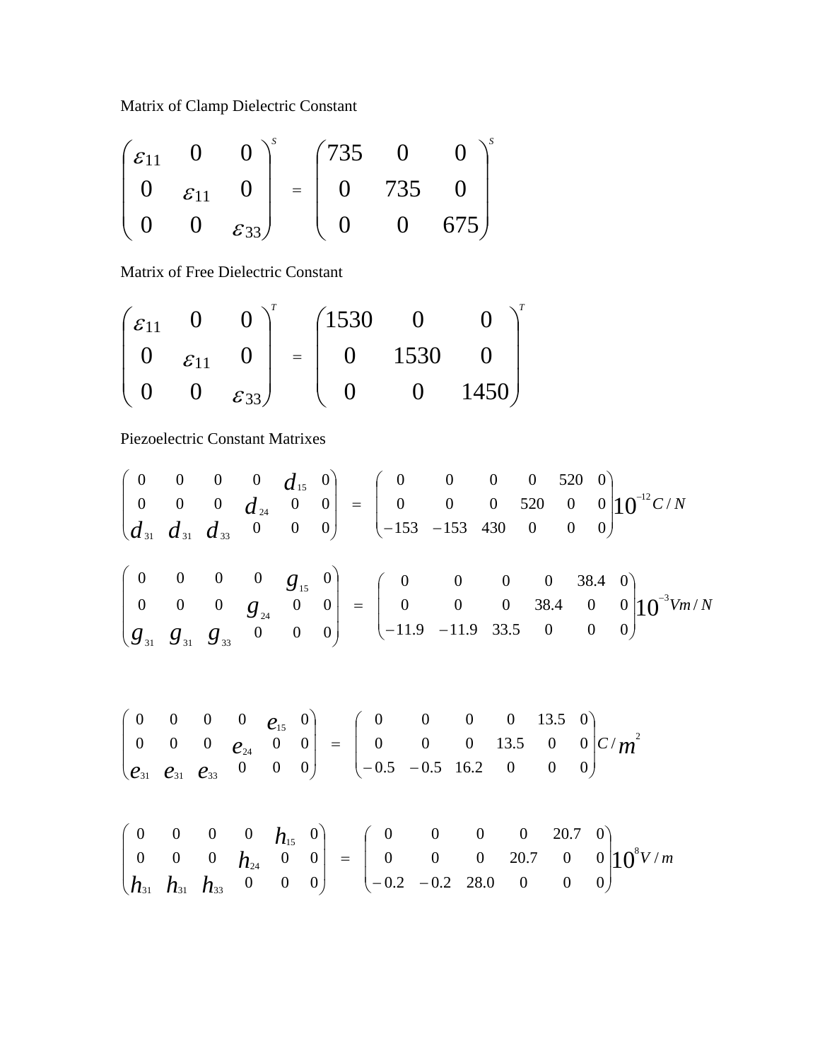Matrix of Clamp Dielectric Constant

$$\begin{pmatrix} \varepsilon_{11} & 0 & 0 \\ 0 & \varepsilon_{11} & 0 \\ 0 & 0 & \varepsilon_{33} \end{pmatrix}^{S} = \begin{pmatrix} 735 & 0 & 0 \\ 0 & 735 & 0 \\ 0 & 0 & 675 \end{pmatrix}^{S}$$

Matrix of Free Dielectric Constant

$$\begin{pmatrix} \varepsilon_{11} & 0 & 0 \\ 0 & \varepsilon_{11} & 0 \\ 0 & 0 & \varepsilon_{33} \end{pmatrix}^{T} = \begin{pmatrix} 1530 & 0 & 0 \\ 0 & 1530 & 0 \\ 0 & 0 & 1450 \end{pmatrix}^{T}$$

Piezoelectric Constant Matrixes

$$\begin{pmatrix} 0 & 0 & 0 & 0 & d_{15} & 0 \\ 0 & 0 & 0 & d_{24} & 0 & 0 \\ d_{31} & d_{31} & d_{33} & 0 & 0 & 0 \end{pmatrix} = \begin{pmatrix} 0 & 0 & 0 & 0 & 520 & 0 \\ 0 & 0 & 0 & 520 & 0 & 0 \\ -153 & -153 & 430 & 0 & 0 & 0 \end{pmatrix} 10^{-12} C/N$$

$$\begin{pmatrix} 0 & 0 & 0 & 0 & g_{15} & 0 \\ 0 & 0 & 0 & g_{24} & 0 & 0 \\ g_{31} & g_{31} & g_{33} & 0 & 0 & 0 \end{pmatrix} = \begin{pmatrix} 0 & 0 & 0 & 0 & 38.4 & 0 \\ 0 & 0 & 0 & 38.4 & 0 & 0 \\ -11.9 & -11.9 & 33.5 & 0 & 0 & 0 \end{pmatrix} 10^{-3} Vm/N$$

$$\begin{pmatrix} 0 & 0 & 0 & 0 & e_{15} & 0 \\ 0 & 0 & 0 & e_{24} & 0 & 0 \\ e_{31} & e_{31} & e_{33} & 0 & 0 & 0 \end{pmatrix} = \begin{pmatrix} 0 & 0 & 0 & 0 & 13.5 & 0 \\ 0 & 0 & 0 & 13.5 & 0 & 0 \\ -0.5 & -0.5 & 16.2 & 0 & 0 & 0 \end{pmatrix} C/m^{2}$$

$$\begin{pmatrix} 0 & 0 & 0 & 0 & h_{15} & 0 \\ 0 & 0 & 0 & h_{24} & 0 & 0 \\ h_{31} & h_{31} & h_{33} & 0 & 0 & 0 \end{pmatrix} = \begin{pmatrix} 0 & 0 & 0 & 0 & 20.7 & 0 \\ 0 & 0 & 0 & 20.7 & 0 & 0 \\ -0.2 & -0.2 & 28.0 & 0 & 0 & 0 \end{pmatrix} 10^{8} V/m$$